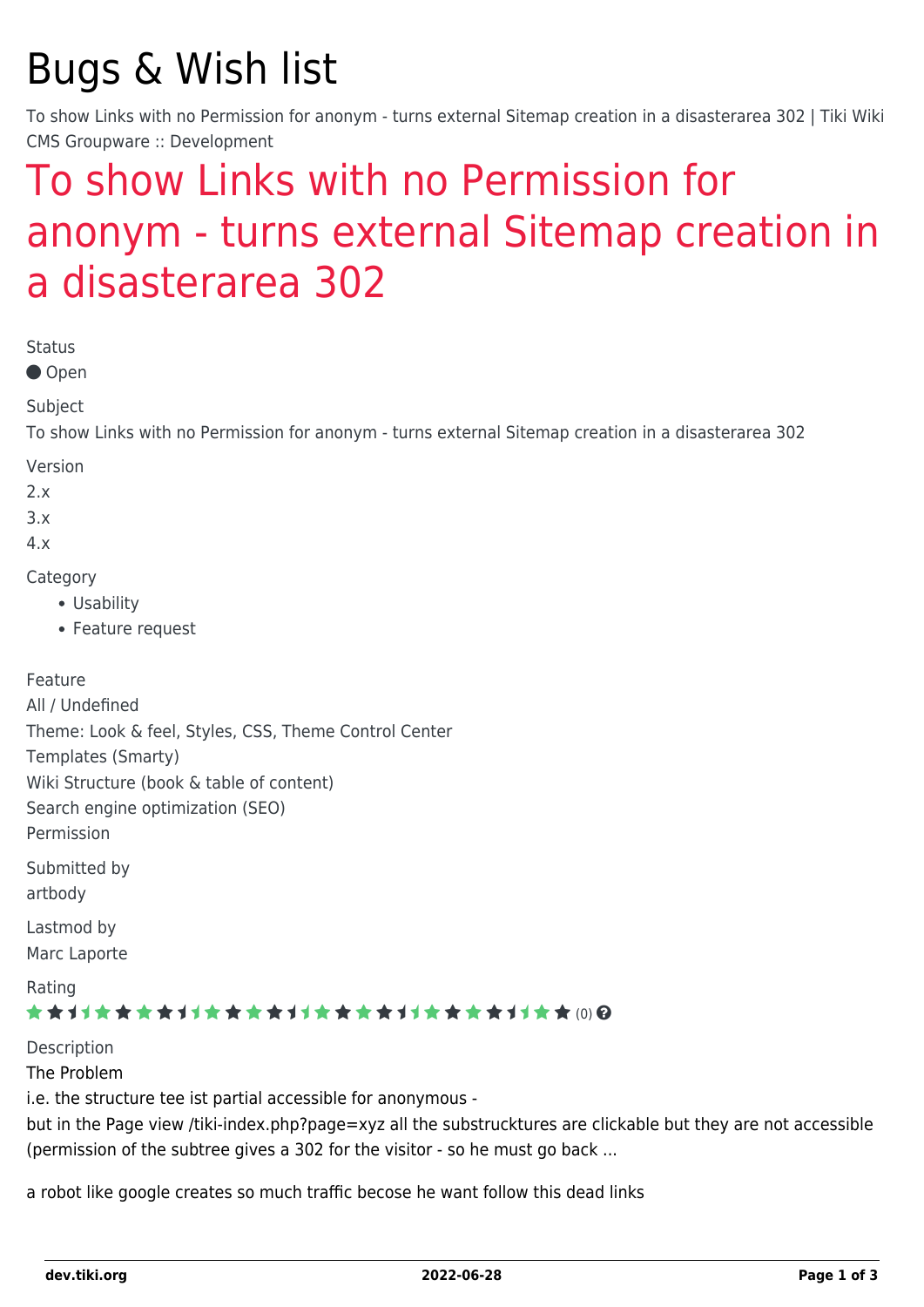# Bugs & Wish list

To show Links with no Permission for anonym - turns external Sitemap creation in a disasterarea 302 | Tiki Wiki CMS Groupware :: Development

## To show Links with no Permission for anonym - turns external Sitemap creation in a disasterarea 302

Status

● Open

Subject

To show Links with no Permission for anonym - turns external Sitemap creation in a disasterarea 302

Version

2.x

3.x

4.x

Category

- Usability
- Feature request

Feature

All / Undefined

Theme: Look & feel, Styles, CSS, Theme Control Center

Templates (Smarty)

Wiki Structure (book & table of content)

Search engine optimization (SEO)

Permission

Submitted by

artbody

Lastmod by

Marc Laporte

Rating

(0)

Description

The Problem

i.e. the structure tee ist partial accessible for anonymous -

but in the Page view /tiki-index.php?page=xyz all the substrucktures are clickable but they are not accessible (permission of the subtree gives a 302 for the visitor - so he must go back ...

a robot like google creates so much traffic becose he want follow this dead links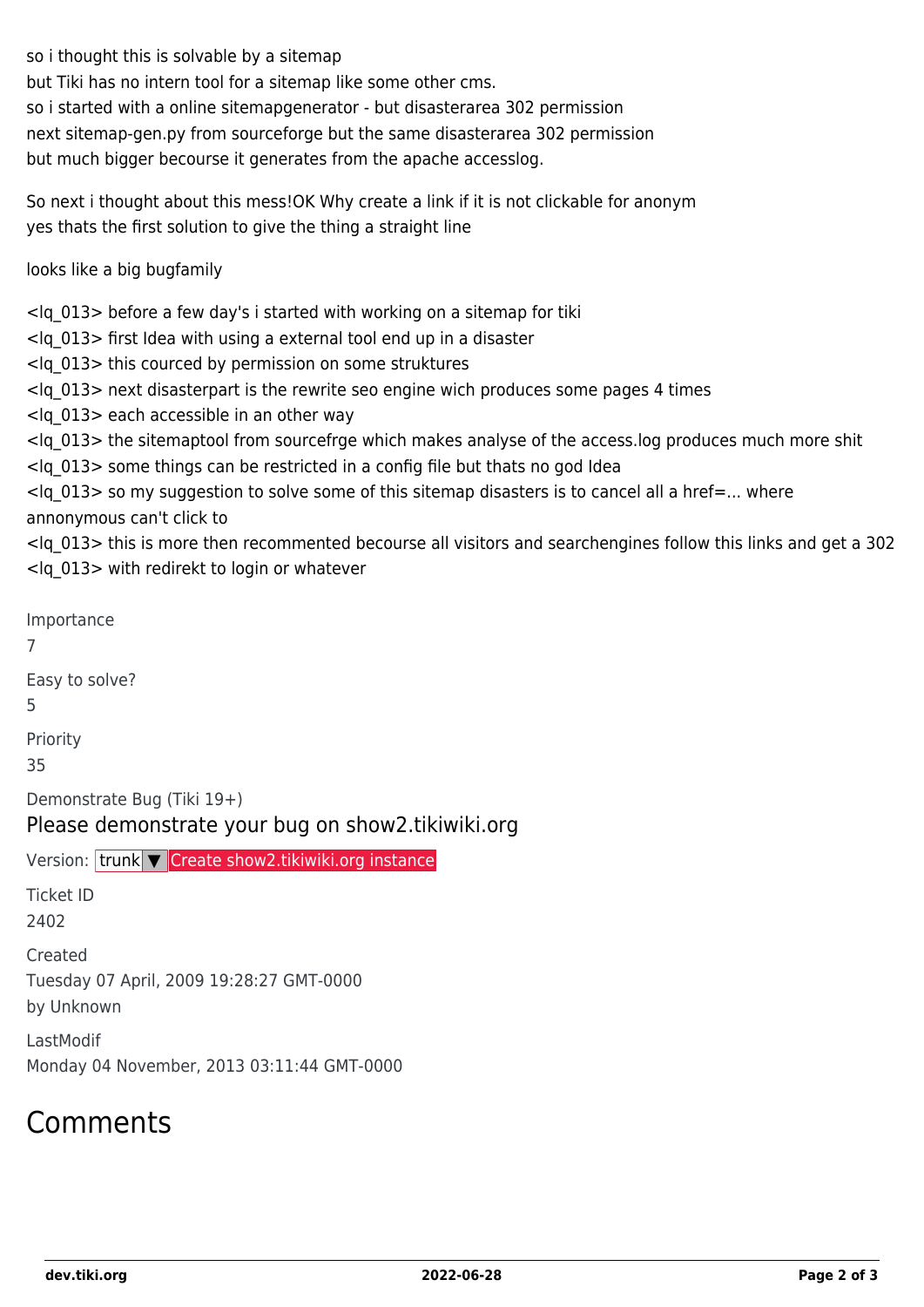so i thought this is solvable by a sitemap
but Tiki has no intern tool for a sitemap like some other cms.
so i started with a online sitemapgenerator - but disasterarea 302 permission
next sitemap-gen.py from sourceforge but the same disasterarea 302 permission
but much bigger becourse it generates from the apache accesslog.

So next i thought about this mess!OK Why create a link if it is not clickable for anonym
yes thats the first solution to give the thing a straight line

looks like a big bugfamily

<lq_013> before a few day's i started with working on a sitemap for tiki
<lq_013> first Idea with using a external tool end up in a disaster
<lq_013> this courced by permission on some struktures
<lq_013> next disasterpart is the rewrite seo engine wich produces some pages 4 times
<lq_013> each accessible in an other way
<lq_013> the sitemaptool from sourcefrge which makes analyse of the access.log produces much more shit
<lq_013> some things can be restricted in a config file but thats no god Idea
<lq_013> so my suggestion to solve some of this sitemap disasters is to cancel all a href=... where annonymous can't click to
<lq_013> this is more then recommented becourse all visitors and searchengines follow this links and get a 302
<lq_013> with redirekt to login or whatever

Importance
7

Easy to solve?
5

Priority
35

Demonstrate Bug (Tiki 19+)

Please demonstrate your bug on show2.tikiwiki.org

Version: trunk ▼ Create show2.tikiwiki.org instance

Ticket ID
2402

Created
Tuesday 07 April, 2009 19:28:27 GMT-0000
by Unknown

LastModif
Monday 04 November, 2013 03:11:44 GMT-0000

# Comments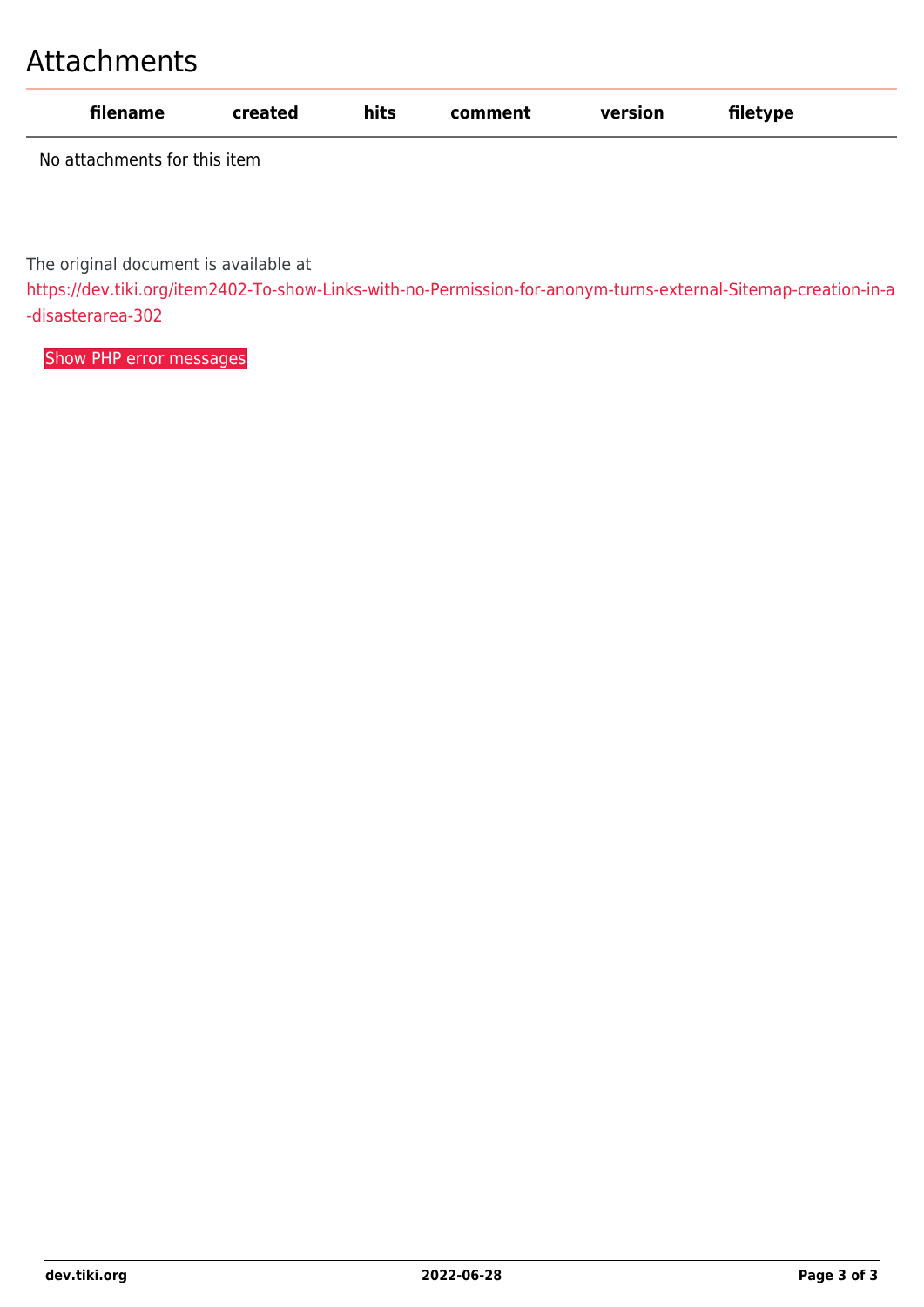# Attachments

| filename | created | hits | comment | version | filetype |
|---|---|---|---|---|---|

No attachments for this item

The original document is available at
https://dev.tiki.org/item2402-To-show-Links-with-no-Permission-for-anonym-turns-external-Sitemap-creation-in-a-disasterarea-302

Show PHP error messages